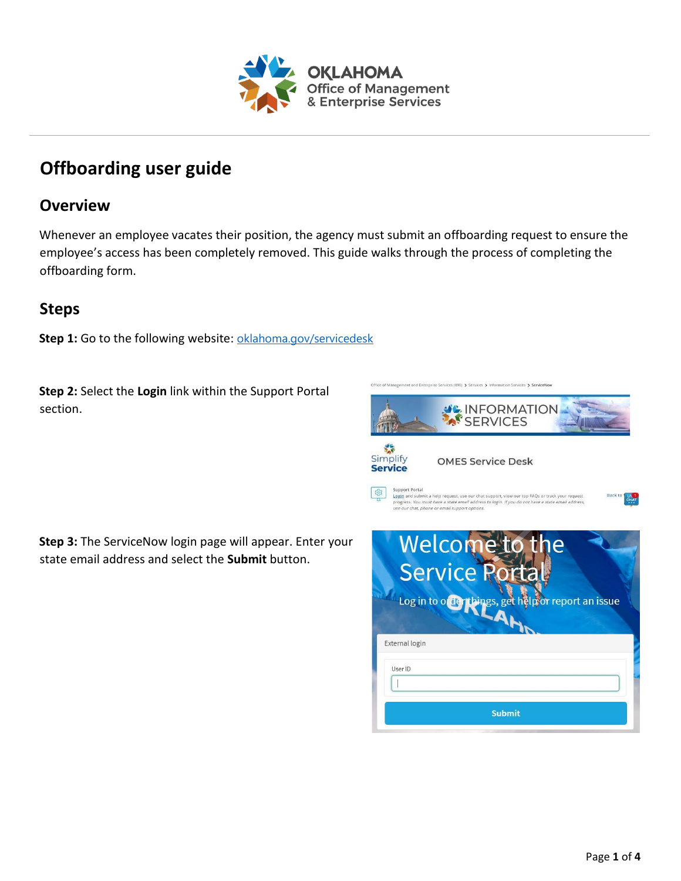# Offboarding user guide

## Overview

Whenever an employee vacates their position, the agency must submit an offboarding request to ensure the employee's access has been completely removed. This guide walks through the process of completing the offboarding form.

## Steps

**Step 1:** Go to the following website: [oklahoma.gov/servicedesk](oklahoma.gov/servicedesk)

**Step 2:** Select the **Login** link within the Support Portal section.

**Step 3:** The ServiceNow login page will appear. Enter your state email address and select the **Submit** button.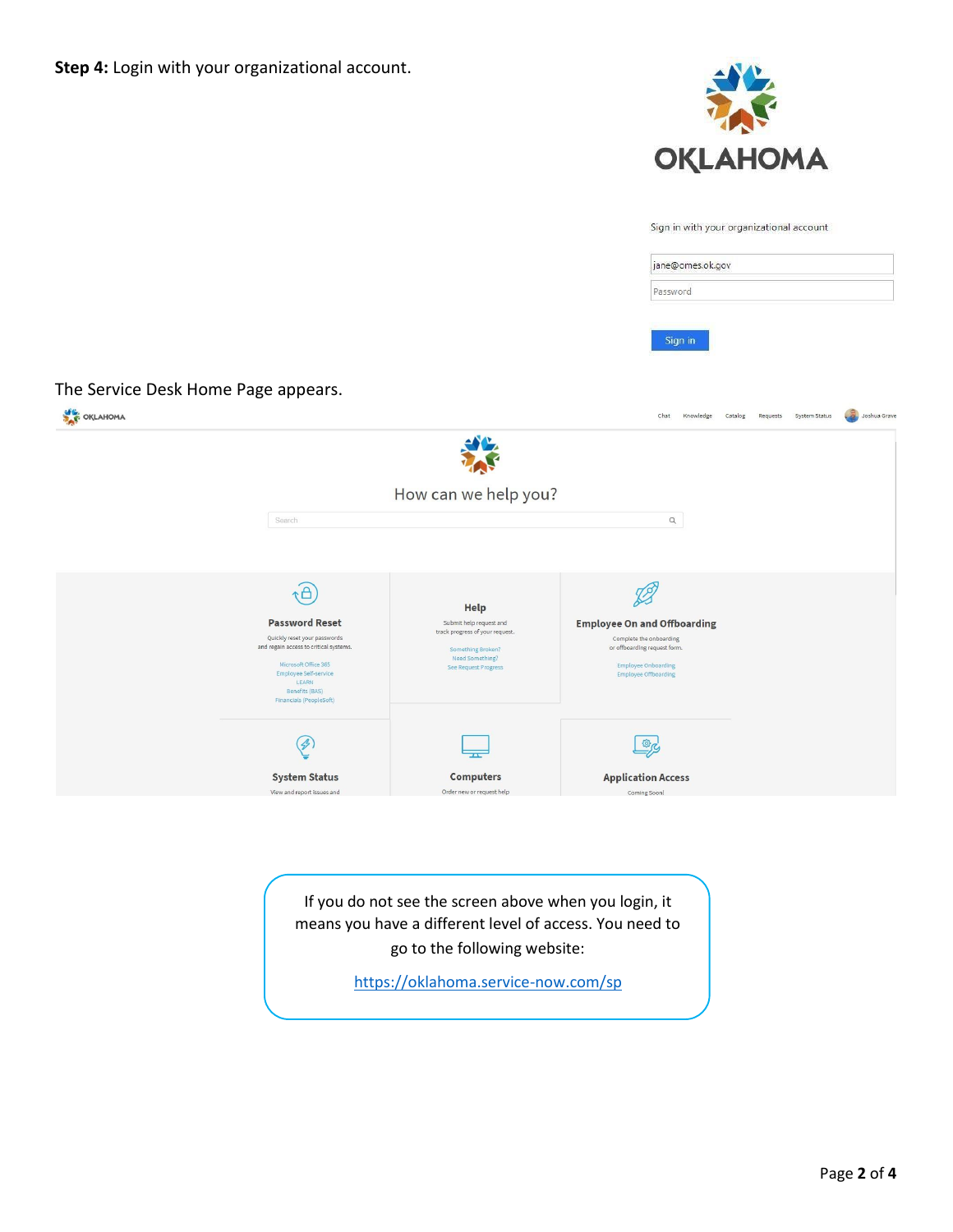**Step 4:** Login with your organizational account.

OKLAHOMA

Sign in with your organizational account

jane@omes.ok.gov

Password

Sign in

The Service Desk Home Page appears.

If you do not see the screen above when you login, it means you have a different level of access. You need to go to the following website:

https://oklahoma.service-now.com/sp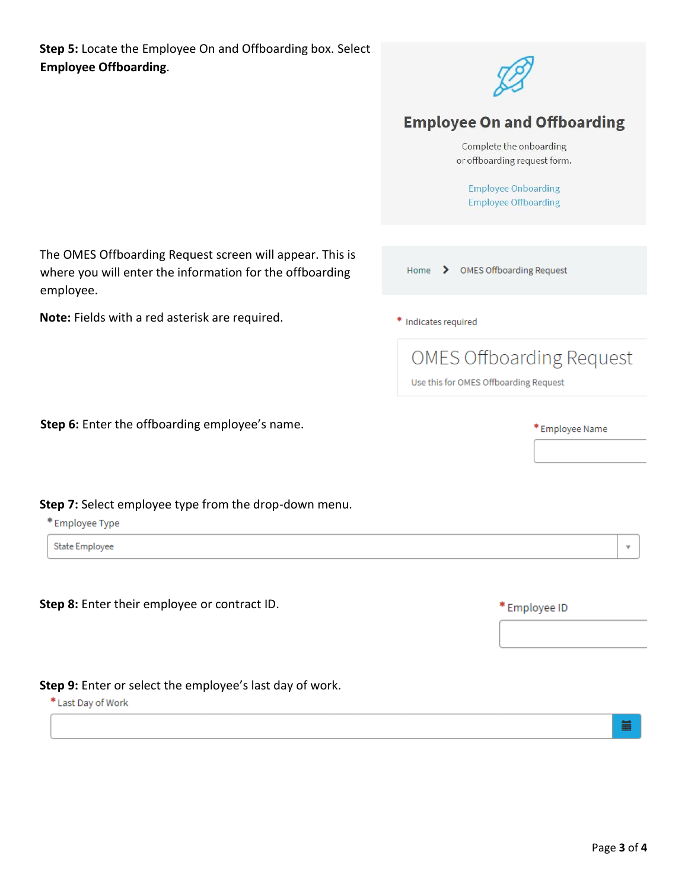**Step 5:** Locate the Employee On and Offboarding box. Select **Employee Offboarding**.

Employee On and Offboarding

Complete the onboarding or offboarding request form.

Employee Onboarding
Employee Offboarding

The OMES Offboarding Request screen will appear. This is where you will enter the information for the offboarding employee.

Home > OMES Offboarding Request

**Note:** Fields with a red asterisk are required.

* Indicates required

OMES Offboarding Request

Use this for OMES Offboarding Request

**Step 6:** Enter the offboarding employee's name.

*Employee Name

**Step 7:** Select employee type from the drop-down menu.

*Employee Type

State Employee

**Step 8:** Enter their employee or contract ID.

*Employee ID

**Step 9:** Enter or select the employee's last day of work.

*Last Day of Work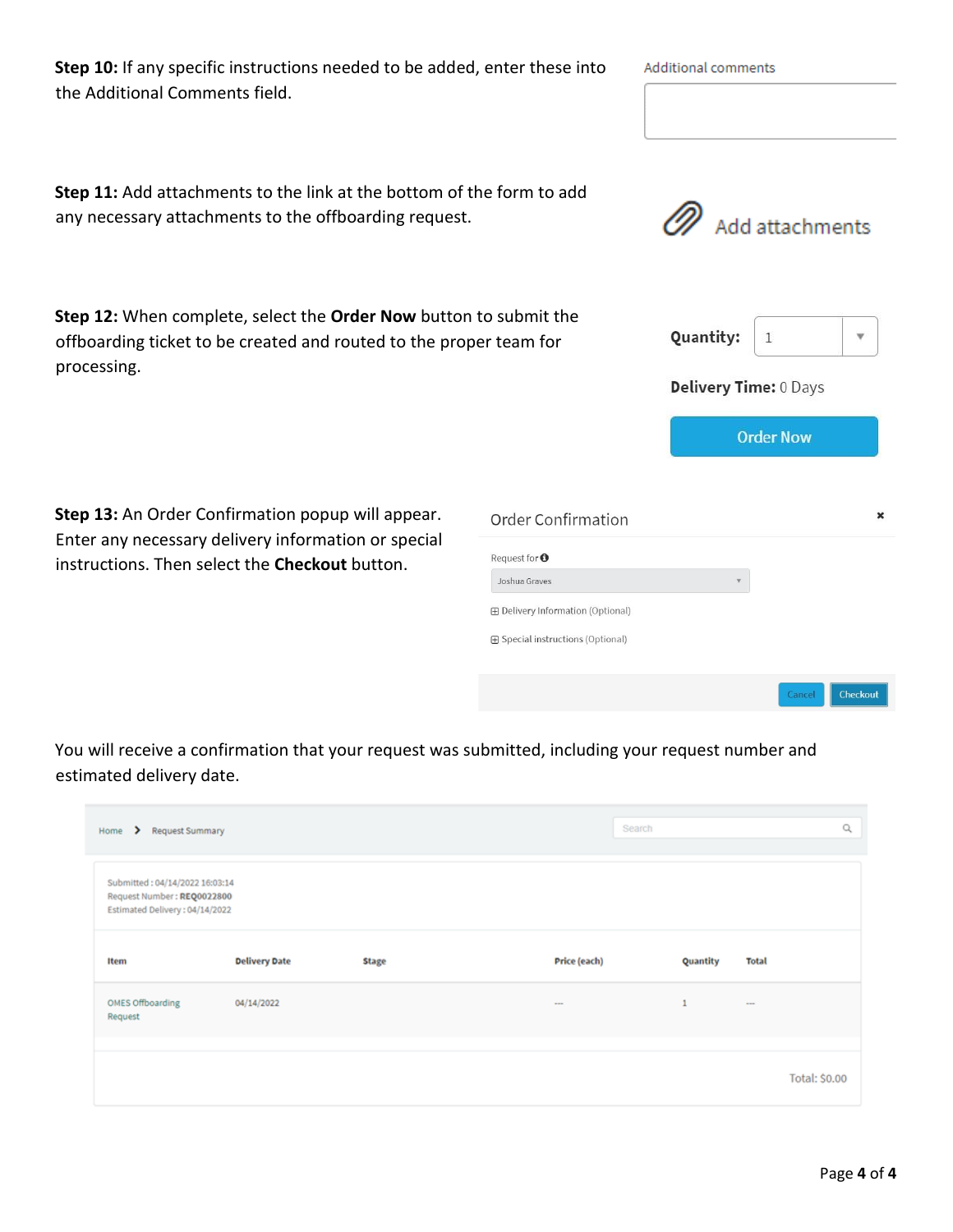**Step 10:** If any specific instructions needed to be added, enter these into the Additional Comments field.

Additional comments

**Step 11:** Add attachments to the link at the bottom of the form to add any necessary attachments to the offboarding request.

Add attachments

**Step 12:** When complete, select the **Order Now** button to submit the offboarding ticket to be created and routed to the proper team for processing.

**Quantity:** 1

**Delivery Time:** 0 Days

Order Now

**Step 13:** An Order Confirmation popup will appear. Enter any necessary delivery information or special instructions. Then select the **Checkout** button.

Order Confirmation

Request for

Joshua Graves

Delivery Information (Optional)

Special instructions (Optional)

Cancel | Checkout

You will receive a confirmation that your request was submitted, including your request number and estimated delivery date.

Home > Request Summary

Search

Submitted : 04/14/2022 16:03:14
Request Number : **REQ0022800**
Estimated Delivery : 04/14/2022

| Item | Delivery Date | Stage | Price (each) | Quantity | Total |
| --- | --- | --- | --- | --- | --- |
| OMES Offboarding Request | 04/14/2022 | | -- | 1 | -- |

Total: $0.00